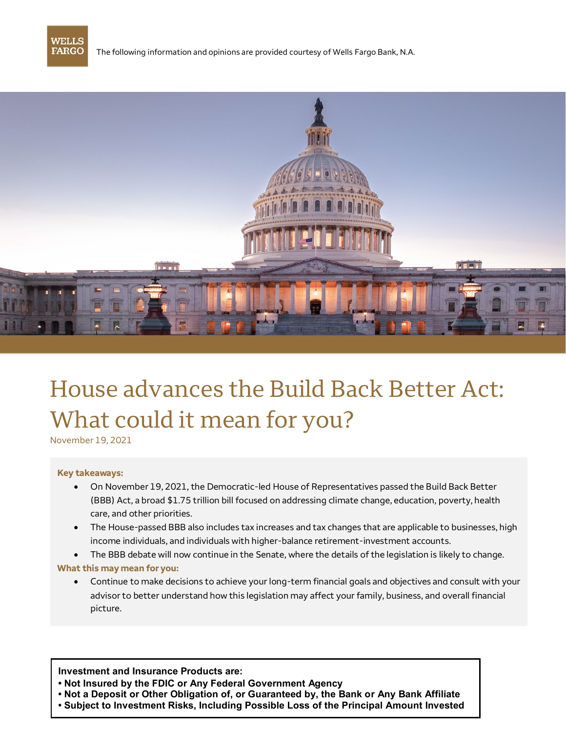WELLS FARGO

The following information and opinions are provided courtesy of Wells Fargo Bank, N.A.

# House advances the Build Back Better Act: What could it mean for you?

November 19, 2021

**Key takeaways:**

- On November 19, 2021, the Democratic-led House of Representatives passed the Build Back Better (BBB) Act, a broad $1.75 trillion bill focused on addressing climate change, education, poverty, health care, and other priorities.
- The House-passed BBB also includes tax increases and tax changes that are applicable to businesses, high income individuals, and individuals with higher-balance retirement-investment accounts.
- The BBB debate will now continue in the Senate, where the details of the legislation is likely to change.

**What this may mean for you:**

- Continue to make decisions to achieve your long-term financial goals and objectives and consult with your advisor to better understand how this legislation may affect your family, business, and overall financial picture.

**Investment and Insurance Products are:**
- **Not Insured by the FDIC or Any Federal Government Agency**
- **Not a Deposit or Other Obligation of, or Guaranteed by, the Bank or Any Bank Affiliate**
- **Subject to Investment Risks, Including Possible Loss of the Principal Amount Invested**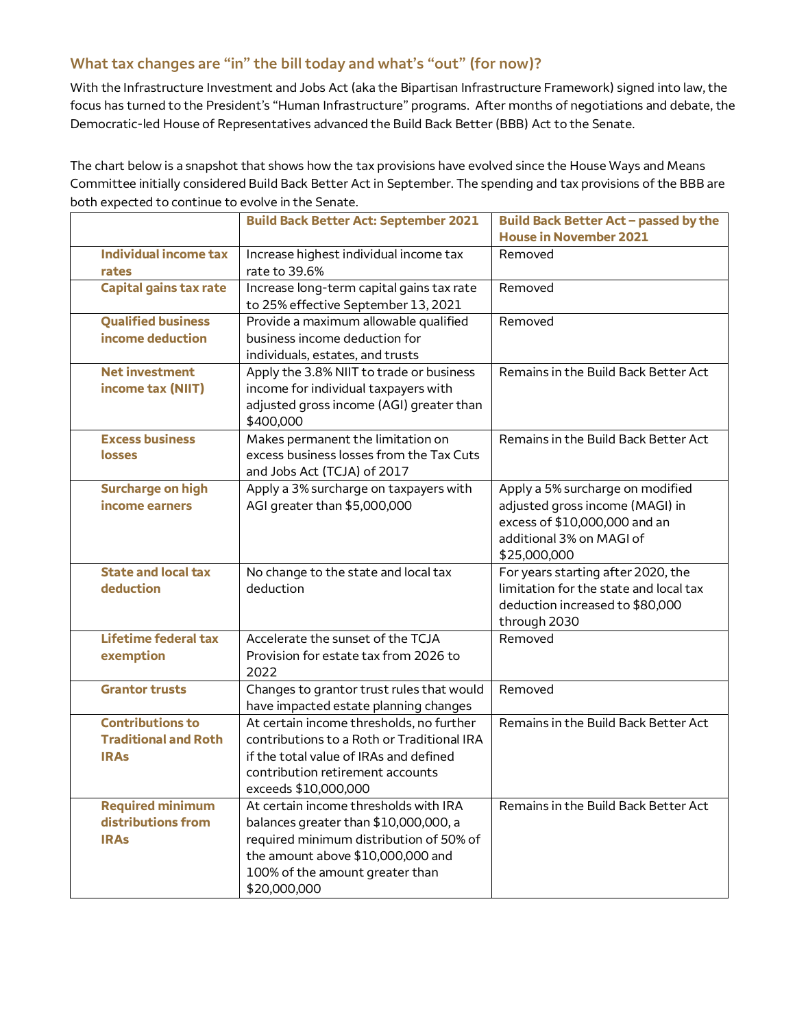## What tax changes are "in" the bill today and what's "out" (for now)?

With the Infrastructure Investment and Jobs Act (aka the Bipartisan Infrastructure Framework) signed into law, the focus has turned to the President's "Human Infrastructure" programs. After months of negotiations and debate, the Democratic-led House of Representatives advanced the Build Back Better (BBB) Act to the Senate.

The chart below is a snapshot that shows how the tax provisions have evolved since the House Ways and Means Committee initially considered Build Back Better Act in September. The spending and tax provisions of the BBB are both expected to continue to evolve in the Senate.

| | Build Back Better Act: September 2021 | Build Back Better Act – passed by the House in November 2021 |
|---|---|---|
| **Individual income tax rates** | Increase highest individual income tax rate to 39.6% | Removed |
| **Capital gains tax rate** | Increase long-term capital gains tax rate to 25% effective September 13, 2021 | Removed |
| **Qualified business income deduction** | Provide a maximum allowable qualified business income deduction for individuals, estates, and trusts | Removed |
| **Net investment income tax (NIIT)** | Apply the 3.8% NIIT to trade or business income for individual taxpayers with adjusted gross income (AGI) greater than $400,000 | Remains in the Build Back Better Act |
| **Excess business losses** | Makes permanent the limitation on excess business losses from the Tax Cuts and Jobs Act (TCJA) of 2017 | Remains in the Build Back Better Act |
| **Surcharge on high income earners** | Apply a 3% surcharge on taxpayers with AGI greater than $5,000,000 | Apply a 5% surcharge on modified adjusted gross income (MAGI) in excess of $10,000,000 and an additional 3% on MAGI of $25,000,000 |
| **State and local tax deduction** | No change to the state and local tax deduction | For years starting after 2020, the limitation for the state and local tax deduction increased to $80,000 through 2030 |
| **Lifetime federal tax exemption** | Accelerate the sunset of the TCJA Provision for estate tax from 2026 to 2022 | Removed |
| **Grantor trusts** | Changes to grantor trust rules that would have impacted estate planning changes | Removed |
| **Contributions to Traditional and Roth IRAs** | At certain income thresholds, no further contributions to a Roth or Traditional IRA if the total value of IRAs and defined contribution retirement accounts exceeds $10,000,000 | Remains in the Build Back Better Act |
| **Required minimum distributions from IRAs** | At certain income thresholds with IRA balances greater than $10,000,000, a required minimum distribution of 50% of the amount above $10,000,000 and 100% of the amount greater than $20,000,000 | Remains in the Build Back Better Act |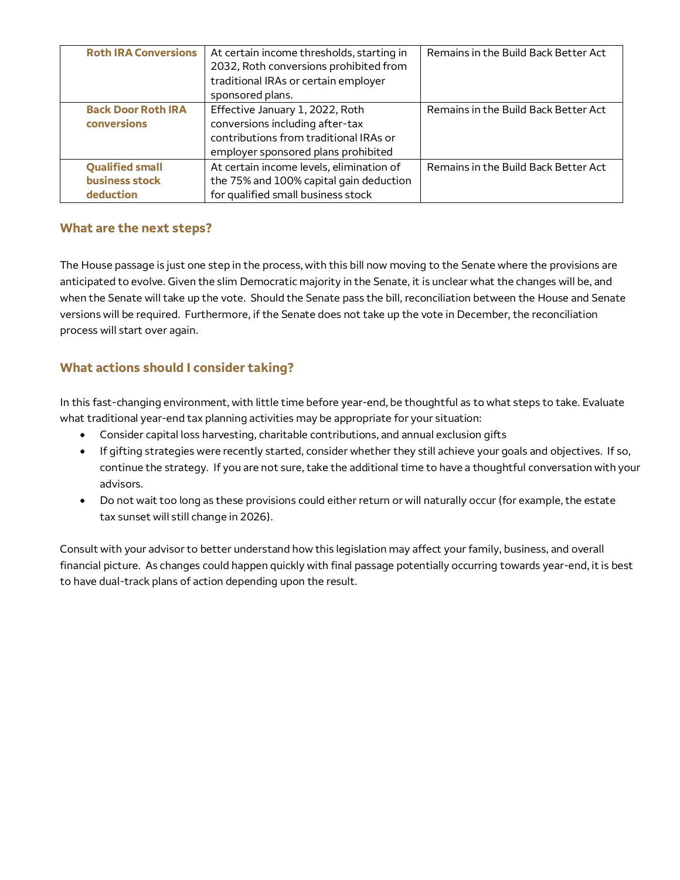| **Roth IRA Conversions** | At certain income thresholds, starting in 2032, Roth conversions prohibited from traditional IRAs or certain employer sponsored plans. | Remains in the Build Back Better Act |
|---|---|---|
| **Back Door Roth IRA conversions** | Effective January 1, 2022, Roth conversions including after-tax contributions from traditional IRAs or employer sponsored plans prohibited | Remains in the Build Back Better Act |
| **Qualified small business stock deduction** | At certain income levels, elimination of the 75% and 100% capital gain deduction for qualified small business stock | Remains in the Build Back Better Act |

### What are the next steps?

The House passage is just one step in the process, with this bill now moving to the Senate where the provisions are anticipated to evolve. Given the slim Democratic majority in the Senate, it is unclear what the changes will be, and when the Senate will take up the vote. Should the Senate pass the bill, reconciliation between the House and Senate versions will be required. Furthermore, if the Senate does not take up the vote in December, the reconciliation process will start over again.

### What actions should I consider taking?

In this fast-changing environment, with little time before year-end, be thoughtful as to what steps to take. Evaluate what traditional year-end tax planning activities may be appropriate for your situation:

- Consider capital loss harvesting, charitable contributions, and annual exclusion gifts
- If gifting strategies were recently started, consider whether they still achieve your goals and objectives. If so, continue the strategy. If you are not sure, take the additional time to have a thoughtful conversation with your advisors.
- Do not wait too long as these provisions could either return or will naturally occur (for example, the estate tax sunset will still change in 2026).

Consult with your advisor to better understand how this legislation may affect your family, business, and overall financial picture. As changes could happen quickly with final passage potentially occurring towards year-end, it is best to have dual-track plans of action depending upon the result.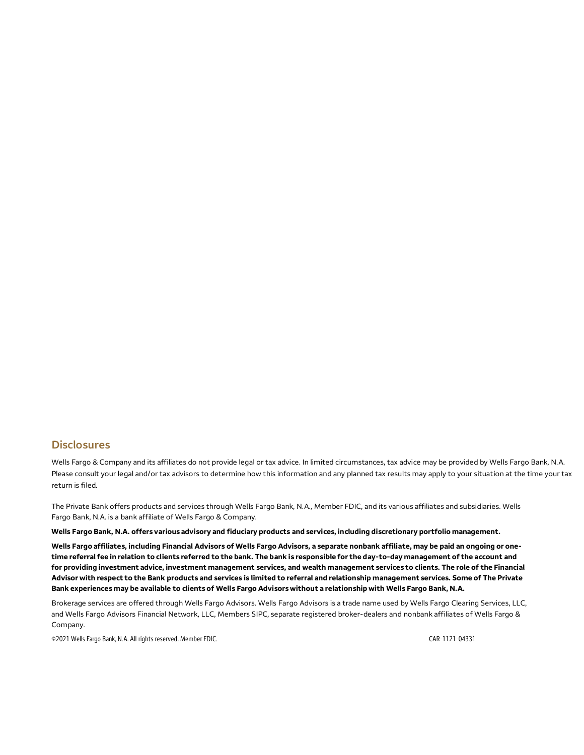## Disclosures

Wells Fargo & Company and its affiliates do not provide legal or tax advice. In limited circumstances, tax advice may be provided by Wells Fargo Bank, N.A. Please consult your legal and/or tax advisors to determine how this information and any planned tax results may apply to your situation at the time your tax return is filed.

The Private Bank offers products and services through Wells Fargo Bank, N.A., Member FDIC, and its various affiliates and subsidiaries. Wells Fargo Bank, N.A. is a bank affiliate of Wells Fargo & Company.

**Wells Fargo Bank, N.A. offers various advisory and fiduciary products and services, including discretionary portfolio management.**

**Wells Fargo affiliates, including Financial Advisors of Wells Fargo Advisors, a separate nonbank affiliate, may be paid an ongoing or one-time referral fee in relation to clients referred to the bank. The bank is responsible for the day-to-day management of the account and for providing investment advice, investment management services, and wealth management services to clients. The role of the Financial Advisor with respect to the Bank products and services is limited to referral and relationship management services. Some of The Private Bank experiences may be available to clients of Wells Fargo Advisors without a relationship with Wells Fargo Bank, N.A.**

Brokerage services are offered through Wells Fargo Advisors. Wells Fargo Advisors is a trade name used by Wells Fargo Clearing Services, LLC, and Wells Fargo Advisors Financial Network, LLC, Members SIPC, separate registered broker-dealers and nonbank affiliates of Wells Fargo & Company.

©2021 Wells Fargo Bank, N.A. All rights reserved. Member FDIC. CAR-1121-04331